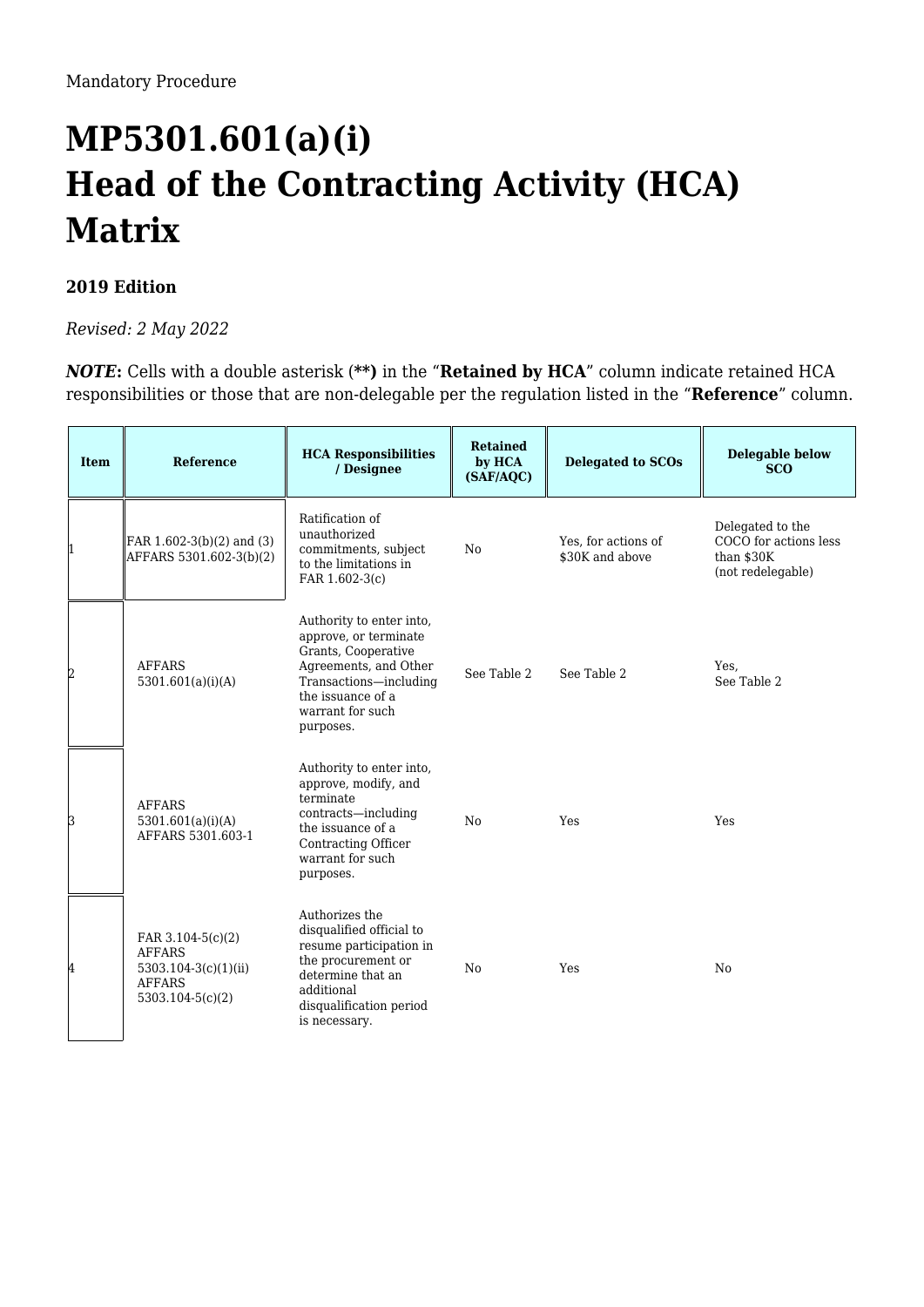Mandatory Procedure

# MP5301.601(a)(i)
# Head of the Contracting Activity (HCA) Matrix

**2019 Edition**

*Revised: 2 May 2022*

***NOTE*:** Cells with a double asterisk (**) in the "**Retained by HCA**" column indicate retained HCA responsibilities or those that are non-delegable per the regulation listed in the "**Reference**" column.

| Item | Reference | HCA Responsibilities / Designee | Retained by HCA (SAF/AQC) | Delegated to SCOs | Delegable below SCO |
|---|---|---|---|---|---|
| 1 | FAR 1.602-3(b)(2) and (3) AFFARS 5301.602-3(b)(2) | Ratification of unauthorized commitments, subject to the limitations in FAR 1.602-3(c) | No | Yes, for actions of $30K and above | Delegated to the COCO for actions less than $30K (not redelegable) |
| 2 | AFFARS 5301.601(a)(i)(A) | Authority to enter into, approve, or terminate Grants, Cooperative Agreements, and Other Transactions—including the issuance of a warrant for such purposes. | See Table 2 | See Table 2 | Yes, See Table 2 |
| 3 | AFFARS 5301.601(a)(i)(A) AFFARS 5301.603-1 | Authority to enter into, approve, modify, and terminate contracts—including the issuance of a Contracting Officer warrant for such purposes. | No | Yes | Yes |
| 4 | FAR 3.104-5(c)(2) AFFARS 5303.104-3(c)(1)(ii) AFFARS 5303.104-5(c)(2) | Authorizes the disqualified official to resume participation in the procurement or determine that an additional disqualification period is necessary. | No | Yes | No |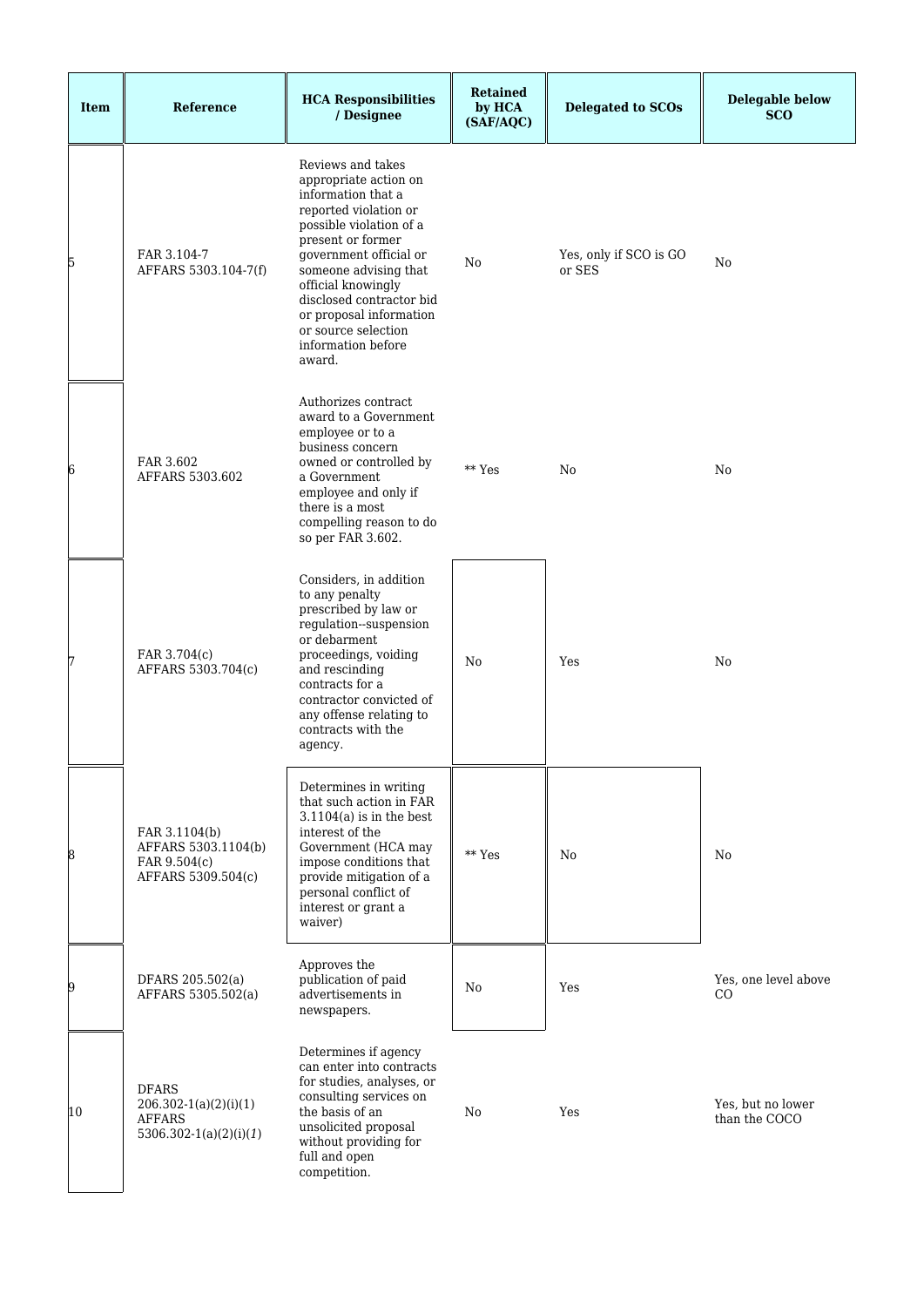| Item | Reference | HCA Responsibilities / Designee | Retained by HCA (SAF/AQC) | Delegated to SCOs | Delegable below SCO |
|---|---|---|---|---|---|
| 5 | FAR 3.104-7<br>AFFARS 5303.104-7(f) | Reviews and takes appropriate action on information that a reported violation or possible violation of a present or former government official or someone advising that official knowingly disclosed contractor bid or proposal information or source selection information before award. | No | Yes, only if SCO is GO or SES | No |
| 6 | FAR 3.602<br>AFFARS 5303.602 | Authorizes contract award to a Government employee or to a business concern owned or controlled by a Government employee and only if there is a most compelling reason to do so per FAR 3.602. | ** Yes | No | No |
| 7 | FAR 3.704(c)<br>AFFARS 5303.704(c) | Considers, in addition to any penalty prescribed by law or regulation--suspension or debarment proceedings, voiding and rescinding contracts for a contractor convicted of any offense relating to contracts with the agency. | No | Yes | No |
| 8 | FAR 3.1104(b)<br>AFFARS 5303.1104(b)<br>FAR 9.504(c)<br>AFFARS 5309.504(c) | Determines in writing that such action in FAR 3.1104(a) is in the best interest of the Government (HCA may impose conditions that provide mitigation of a personal conflict of interest or grant a waiver) | ** Yes | No | No |
| 9 | DFARS 205.502(a)<br>AFFARS 5305.502(a) | Approves the publication of paid advertisements in newspapers. | No | Yes | Yes, one level above CO |
| 10 | DFARS 206.302-1(a)(2)(i)(1)<br>AFFARS 5306.302-1(a)(2)(i)(*1*) | Determines if agency can enter into contracts for studies, analyses, or consulting services on the basis of an unsolicited proposal without providing for full and open competition. | No | Yes | Yes, but no lower than the COCO |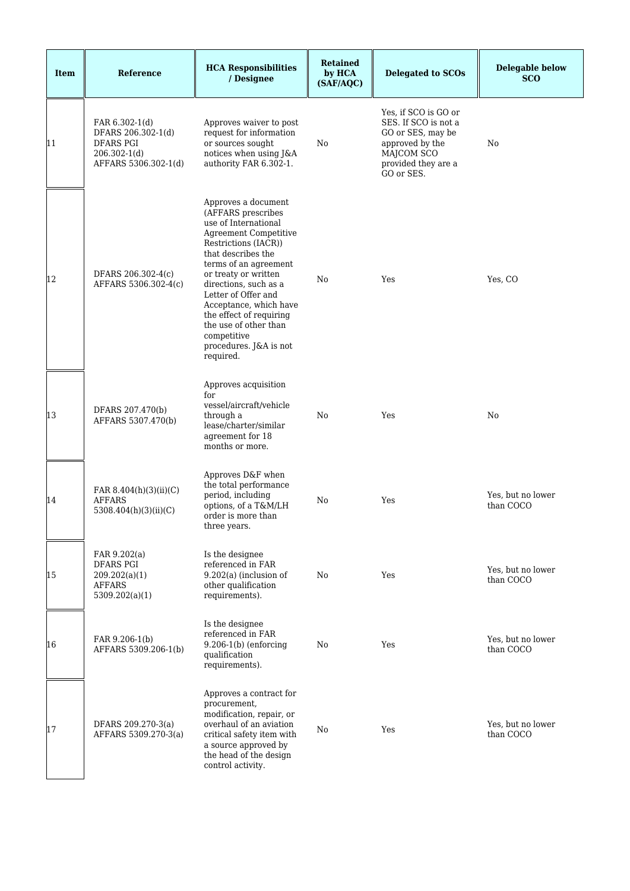| Item | Reference | HCA Responsibilities / Designee | Retained by HCA (SAF/AQC) | Delegated to SCOs | Delegable below SCO |
|---|---|---|---|---|---|
| 11 | FAR 6.302-1(d) DFARS 206.302-1(d) DFARS PGI 206.302-1(d) AFFARS 5306.302-1(d) | Approves waiver to post request for information or sources sought notices when using J&A authority FAR 6.302-1. | No | Yes, if SCO is GO or SES. If SCO is not a GO or SES, may be approved by the MAJCOM SCO provided they are a GO or SES. | No |
| 12 | DFARS 206.302-4(c) AFFARS 5306.302-4(c) | Approves a document (AFFARS prescribes use of International Agreement Competitive Restrictions (IACR)) that describes the terms of an agreement or treaty or written directions, such as a Letter of Offer and Acceptance, which have the effect of requiring the use of other than competitive procedures. J&A is not required. | No | Yes | Yes, CO |
| 13 | DFARS 207.470(b) AFFARS 5307.470(b) | Approves acquisition for vessel/aircraft/vehicle through a lease/charter/similar agreement for 18 months or more. | No | Yes | No |
| 14 | FAR 8.404(h)(3)(ii)(C) AFFARS 5308.404(h)(3)(ii)(C) | Approves D&F when the total performance period, including options, of a T&M/LH order is more than three years. | No | Yes | Yes, but no lower than COCO |
| 15 | FAR 9.202(a) DFARS PGI 209.202(a)(1) AFFARS 5309.202(a)(1) | Is the designee referenced in FAR 9.202(a) (inclusion of other qualification requirements). | No | Yes | Yes, but no lower than COCO |
| 16 | FAR 9.206-1(b) AFFARS 5309.206-1(b) | Is the designee referenced in FAR 9.206-1(b) (enforcing qualification requirements). | No | Yes | Yes, but no lower than COCO |
| 17 | DFARS 209.270-3(a) AFFARS 5309.270-3(a) | Approves a contract for procurement, modification, repair, or overhaul of an aviation critical safety item with a source approved by the head of the design control activity. | No | Yes | Yes, but no lower than COCO |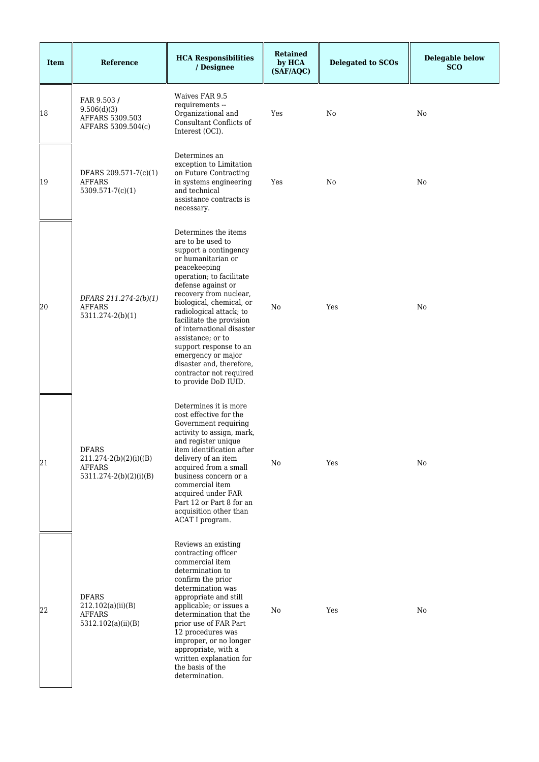| Item | Reference | HCA Responsibilities / Designee | Retained by HCA (SAF/AQC) | Delegated to SCOs | Delegable below SCO |
|---|---|---|---|---|---|
| 18 | FAR 9.503 / 9.506(d)(3) AFFARS 5309.503 AFFARS 5309.504(c) | Waives FAR 9.5 requirements -- Organizational and Consultant Conflicts of Interest (OCI). | Yes | No | No |
| 19 | DFARS 209.571-7(c)(1) AFFARS 5309.571-7(c)(1) | Determines an exception to Limitation on Future Contracting in systems engineering and technical assistance contracts is necessary. | Yes | No | No |
| 20 | *DFARS 211.274-2(b)(1)* AFFARS 5311.274-2(b)(1) | Determines the items are to be used to support a contingency or humanitarian or peacekeeping operation; to facilitate defense against or recovery from nuclear, biological, chemical, or radiological attack; to facilitate the provision of international disaster assistance; or to support response to an emergency or major disaster and, therefore, contractor not required to provide DoD IUID. | No | Yes | No |
| 21 | DFARS 211.274-2(b)(2)(i)((B) AFFARS 5311.274-2(b)(2)(i)(B) | Determines it is more cost effective for the Government requiring activity to assign, mark, and register unique item identification after delivery of an item acquired from a small business concern or a commercial item acquired under FAR Part 12 or Part 8 for an acquisition other than ACAT I program. | No | Yes | No |
| 22 | DFARS 212.102(a)(ii)(B) AFFARS 5312.102(a)(ii)(B) | Reviews an existing contracting officer commercial item determination to confirm the prior determination was appropriate and still applicable; or issues a determination that the prior use of FAR Part 12 procedures was improper, or no longer appropriate, with a written explanation for the basis of the determination. | No | Yes | No |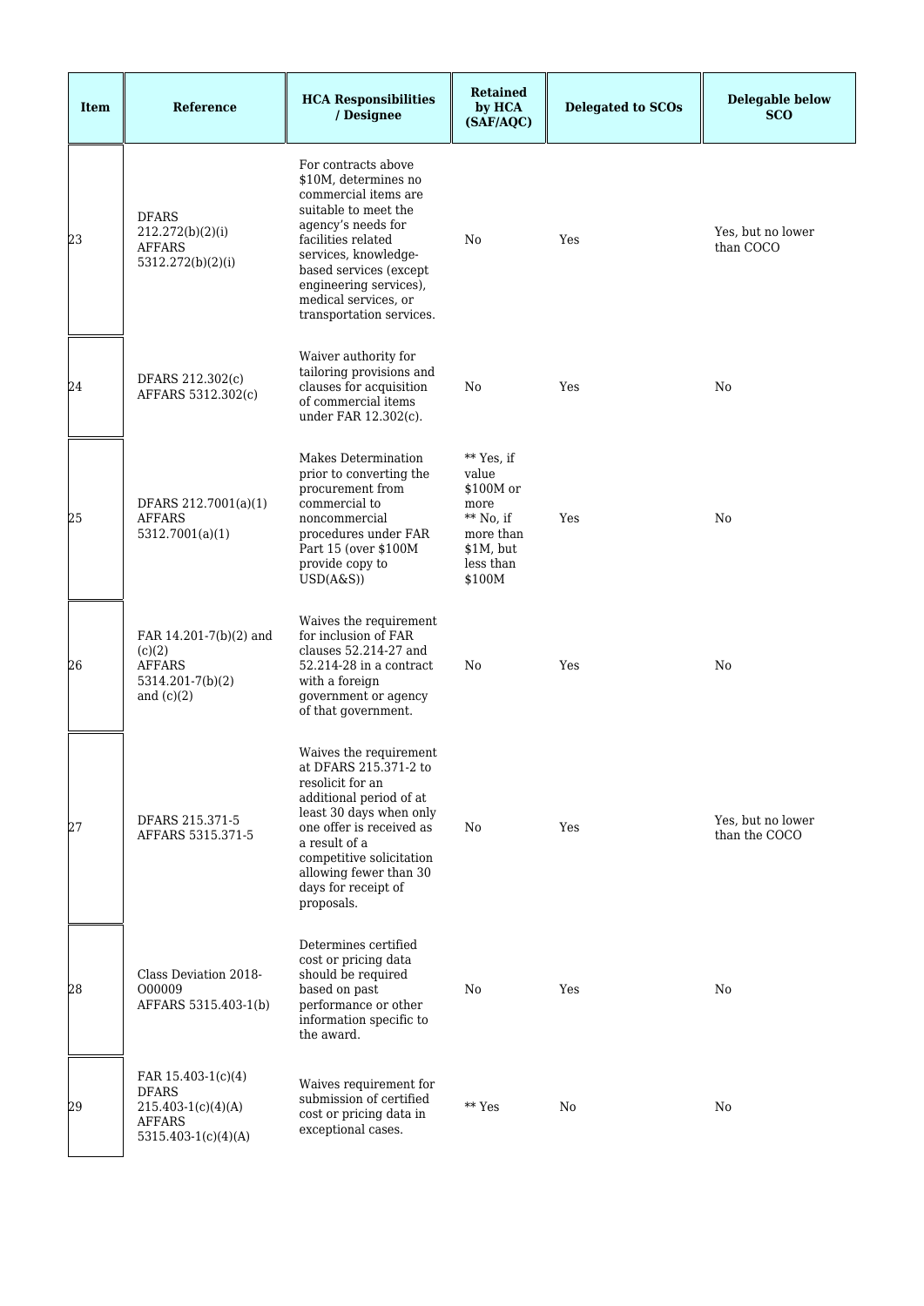| Item | Reference | HCA Responsibilities / Designee | Retained by HCA (SAF/AQC) | Delegated to SCOs | Delegable below SCO |
|---|---|---|---|---|---|
| 23 | DFARS 212.272(b)(2)(i) AFFARS 5312.272(b)(2)(i) | For contracts above $10M, determines no commercial items are suitable to meet the agency's needs for facilities related services, knowledge-based services (except engineering services), medical services, or transportation services. | No | Yes | Yes, but no lower than COCO |
| 24 | DFARS 212.302(c) AFFARS 5312.302(c) | Waiver authority for tailoring provisions and clauses for acquisition of commercial items under FAR 12.302(c). | No | Yes | No |
| 25 | DFARS 212.7001(a)(1) AFFARS 5312.7001(a)(1) | Makes Determination prior to converting the procurement from commercial to noncommercial procedures under FAR Part 15 (over $100M provide copy to USD(A&S)) | ** Yes, if value $100M or more ** No, if more than $1M, but less than $100M | Yes | No |
| 26 | FAR 14.201-7(b)(2) and (c)(2) AFFARS 5314.201-7(b)(2) and (c)(2) | Waives the requirement for inclusion of FAR clauses 52.214-27 and 52.214-28 in a contract with a foreign government or agency of that government. | No | Yes | No |
| 27 | DFARS 215.371-5 AFFARS 5315.371-5 | Waives the requirement at DFARS 215.371-2 to resolicit for an additional period of at least 30 days when only one offer is received as a result of a competitive solicitation allowing fewer than 30 days for receipt of proposals. | No | Yes | Yes, but no lower than the COCO |
| 28 | Class Deviation 2018-O00009 AFFARS 5315.403-1(b) | Determines certified cost or pricing data should be required based on past performance or other information specific to the award. | No | Yes | No |
| 29 | FAR 15.403-1(c)(4) DFARS 215.403-1(c)(4)(A) AFFARS 5315.403-1(c)(4)(A) | Waives requirement for submission of certified cost or pricing data in exceptional cases. | ** Yes | No | No |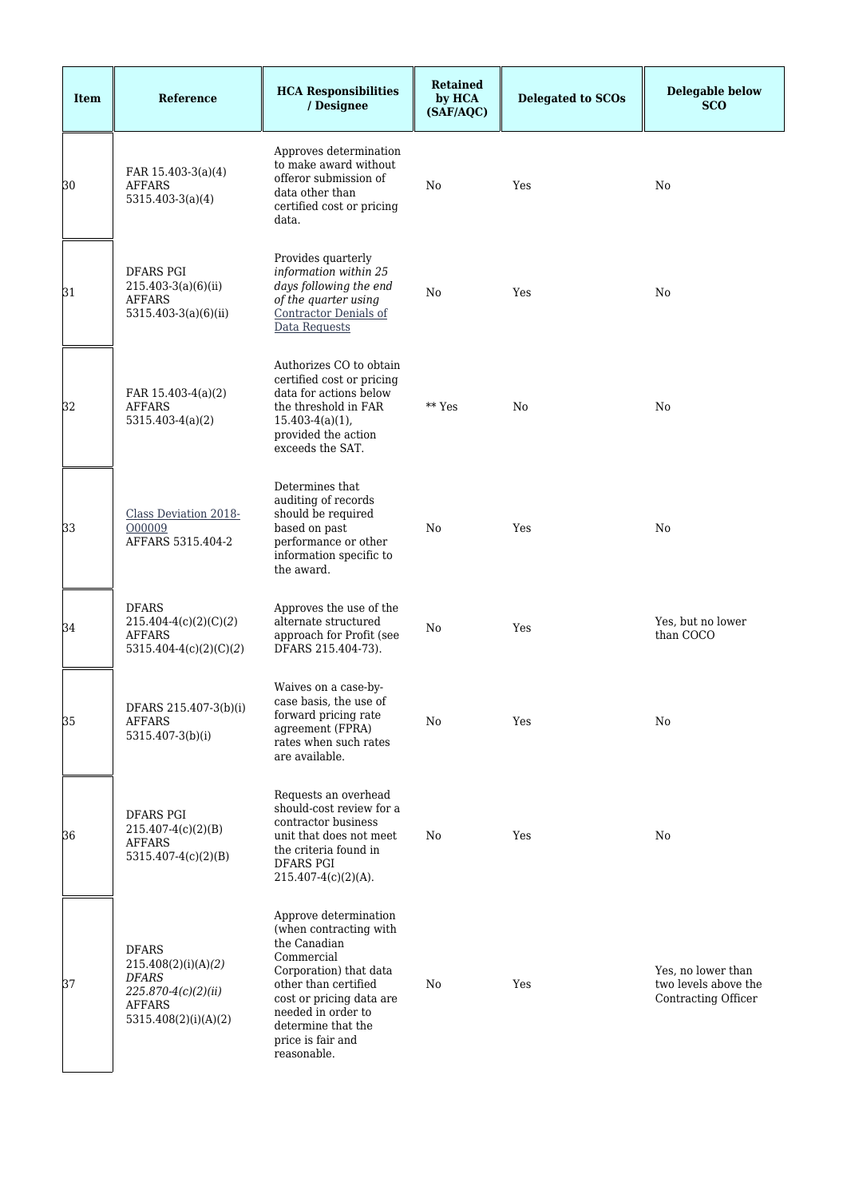| Item | Reference | HCA Responsibilities / Designee | Retained by HCA (SAF/AQC) | Delegated to SCOs | Delegable below SCO |
|---|---|---|---|---|---|
| 30 | FAR 15.403-3(a)(4) AFFARS 5315.403-3(a)(4) | Approves determination to make award without offeror submission of data other than certified cost or pricing data. | No | Yes | No |
| 31 | DFARS PGI 215.403-3(a)(6)(ii) AFFARS 5315.403-3(a)(6)(ii) | Provides quarterly *information within 25 days following the end of the quarter using* Contractor Denials of Data Requests | No | Yes | No |
| 32 | FAR 15.403-4(a)(2) AFFARS 5315.403-4(a)(2) | Authorizes CO to obtain certified cost or pricing data for actions below the threshold in FAR 15.403-4(a)(1), provided the action exceeds the SAT. | ** Yes | No | No |
| 33 | Class Deviation 2018-O00009 AFFARS 5315.404-2 | Determines that auditing of records should be required based on past performance or other information specific to the award. | No | Yes | No |
| 34 | DFARS 215.404-4(c)(2)(C)(*2*) AFFARS 5315.404-4(c)(2)(C)(*2*) | Approves the use of the alternate structured approach for Profit (see DFARS 215.404-73). | No | Yes | Yes, but no lower than COCO |
| 35 | DFARS 215.407-3(b)(i) AFFARS 5315.407-3(b)(i) | Waives on a case-by-case basis, the use of forward pricing rate agreement (FPRA) rates when such rates are available. | No | Yes | No |
| 36 | DFARS PGI 215.407-4(c)(2)(B) AFFARS 5315.407-4(c)(2)(B) | Requests an overhead should-cost review for a contractor business unit that does not meet the criteria found in DFARS PGI 215.407-4(c)(2)(A). | No | Yes | No |
| 37 | DFARS 215.408(2)(i)(A)*(2)* *DFARS 225.870-4(c)(2)(ii)* AFFARS 5315.408(2)(i)(A)(2) | Approve determination (when contracting with the Canadian Commercial Corporation) that data other than certified cost or pricing data are needed in order to determine that the price is fair and reasonable. | No | Yes | Yes, no lower than two levels above the Contracting Officer |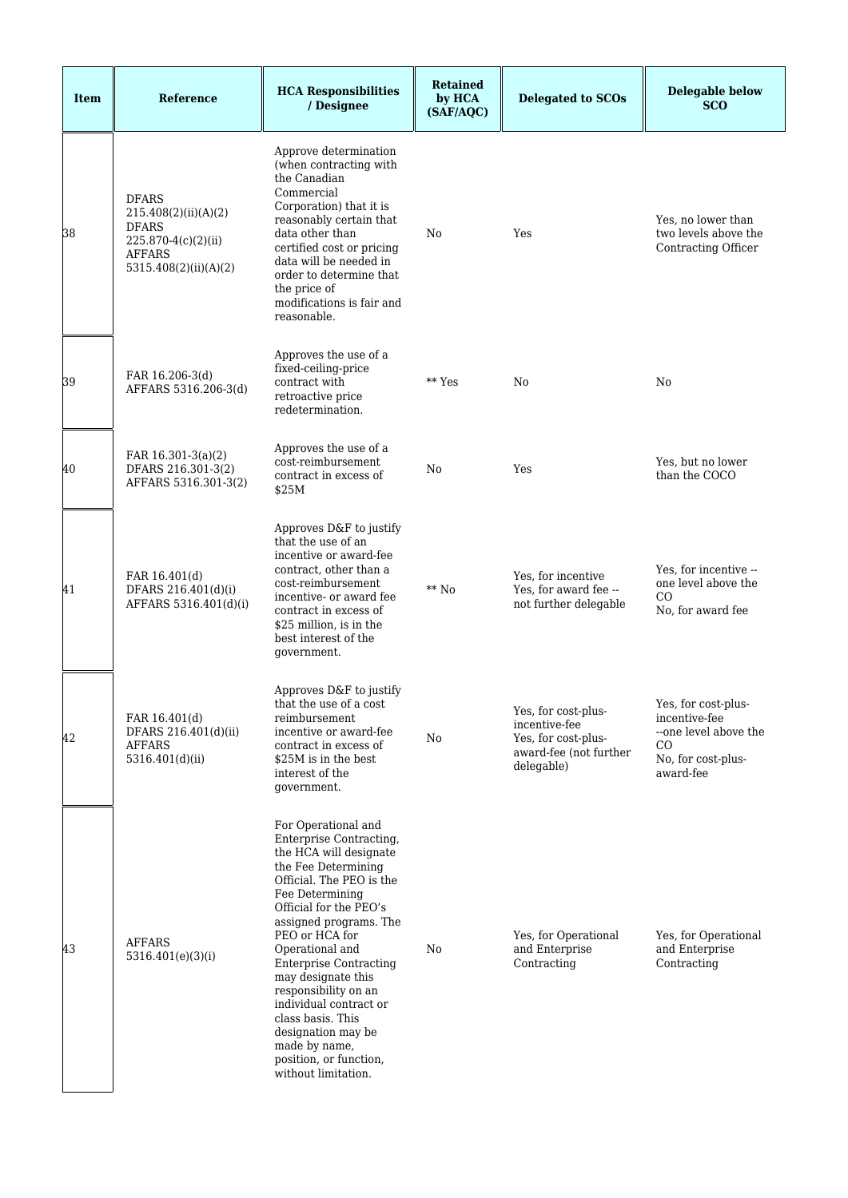| Item | Reference | HCA Responsibilities / Designee | Retained by HCA (SAF/AQC) | Delegated to SCOs | Delegable below SCO |
|---|---|---|---|---|---|
| 38 | DFARS 215.408(2)(ii)(A)(2) DFARS 225.870-4(c)(2)(ii) AFFARS 5315.408(2)(ii)(A)(2) | Approve determination (when contracting with the Canadian Commercial Corporation) that it is reasonably certain that data other than certified cost or pricing data will be needed in order to determine that the price of modifications is fair and reasonable. | No | Yes | Yes, no lower than two levels above the Contracting Officer |
| 39 | FAR 16.206-3(d) AFFARS 5316.206-3(d) | Approves the use of a fixed-ceiling-price contract with retroactive price redetermination. | ** Yes | No | No |
| 40 | FAR 16.301-3(a)(2) DFARS 216.301-3(2) AFFARS 5316.301-3(2) | Approves the use of a cost-reimbursement contract in excess of $25M | No | Yes | Yes, but no lower than the COCO |
| 41 | FAR 16.401(d) DFARS 216.401(d)(i) AFFARS 5316.401(d)(i) | Approves D&F to justify that the use of an incentive or award-fee contract, other than a cost-reimbursement incentive- or award fee contract in excess of $25 million, is in the best interest of the government. | ** No | Yes, for incentive<br>Yes, for award fee -- not further delegable | Yes, for incentive -- one level above the CO<br>No, for award fee |
| 42 | FAR 16.401(d) DFARS 216.401(d)(ii) AFFARS 5316.401(d)(ii) | Approves D&F to justify that the use of a cost reimbursement incentive or award-fee contract in excess of $25M is in the best interest of the government. | No | Yes, for cost-plus-incentive-fee<br>Yes, for cost-plus-award-fee (not further delegable) | Yes, for cost-plus-incentive-fee --one level above the CO<br>No, for cost-plus-award-fee |
| 43 | AFFARS 5316.401(e)(3)(i) | For Operational and Enterprise Contracting, the HCA will designate the Fee Determining Official. The PEO is the Fee Determining Official for the PEO's assigned programs. The PEO or HCA for Operational and Enterprise Contracting may designate this responsibility on an individual contract or class basis. This designation may be made by name, position, or function, without limitation. | No | Yes, for Operational and Enterprise Contracting | Yes, for Operational and Enterprise Contracting |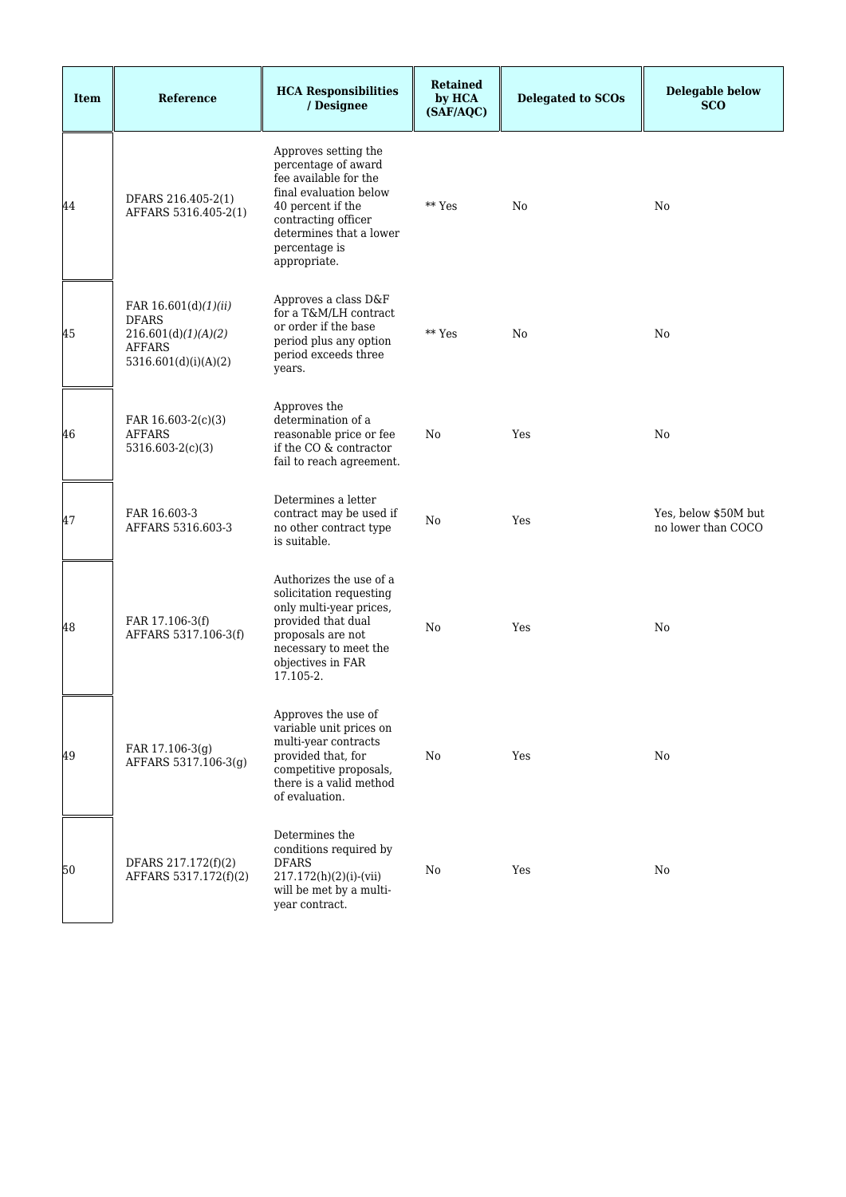| Item | Reference | HCA Responsibilities / Designee | Retained by HCA (SAF/AQC) | Delegated to SCOs | Delegable below SCO |
|---|---|---|---|---|---|
| 44 | DFARS 216.405-2(1) AFFARS 5316.405-2(1) | Approves setting the percentage of award fee available for the final evaluation below 40 percent if the contracting officer determines that a lower percentage is appropriate. | ** Yes | No | No |
| 45 | FAR 16.601(d)*(1)(ii)* DFARS 216.601(d)*(1)(A)(2)* AFFARS 5316.601(d)(i)(A)(2) | Approves a class D&F for a T&M/LH contract or order if the base period plus any option period exceeds three years. | ** Yes | No | No |
| 46 | FAR 16.603-2(c)(3) AFFARS 5316.603-2(c)(3) | Approves the determination of a reasonable price or fee if the CO & contractor fail to reach agreement. | No | Yes | No |
| 47 | FAR 16.603-3 AFFARS 5316.603-3 | Determines a letter contract may be used if no other contract type is suitable. | No | Yes | Yes, below $50M but no lower than COCO |
| 48 | FAR 17.106-3(f) AFFARS 5317.106-3(f) | Authorizes the use of a solicitation requesting only multi-year prices, provided that dual proposals are not necessary to meet the objectives in FAR 17.105-2. | No | Yes | No |
| 49 | FAR 17.106-3(g) AFFARS 5317.106-3(g) | Approves the use of variable unit prices on multi-year contracts provided that, for competitive proposals, there is a valid method of evaluation. | No | Yes | No |
| 50 | DFARS 217.172(f)(2) AFFARS 5317.172(f)(2) | Determines the conditions required by DFARS 217.172(h)(2)(i)-(vii) will be met by a multi-year contract. | No | Yes | No |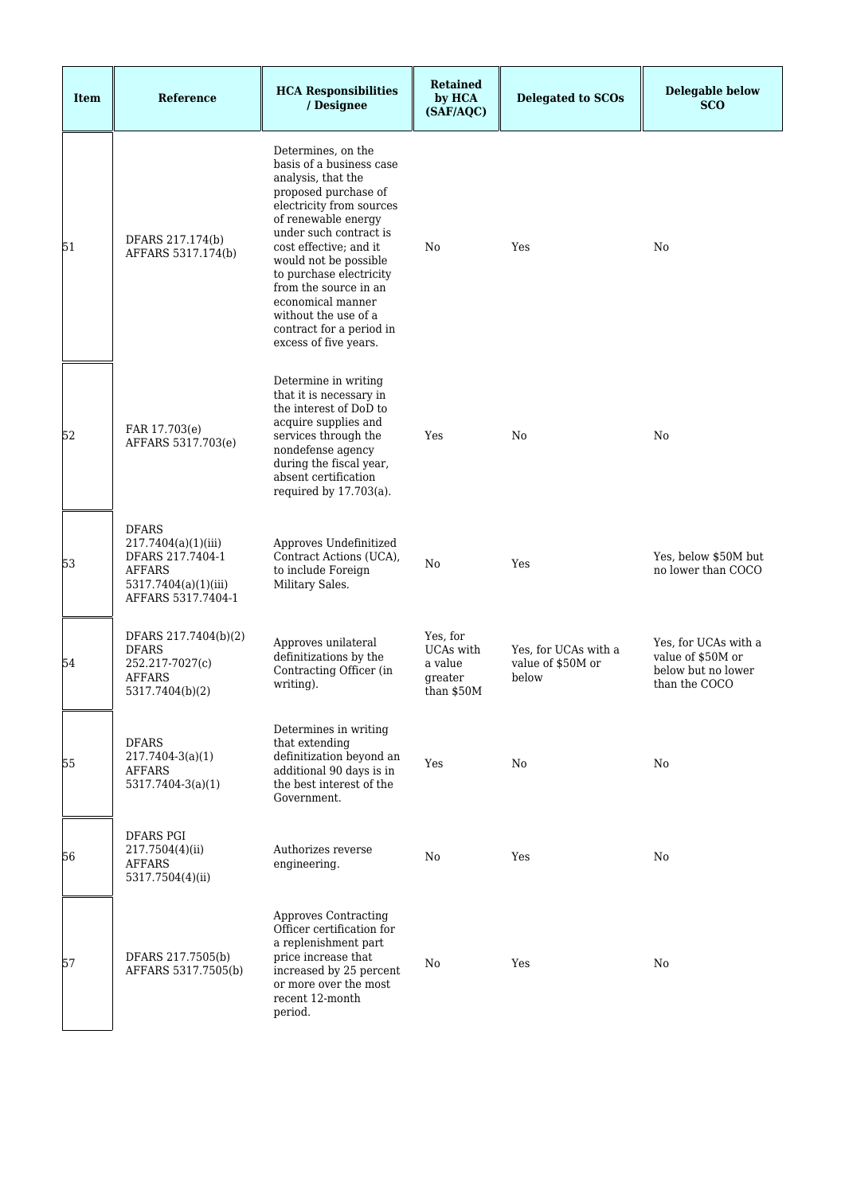| Item | Reference | HCA Responsibilities / Designee | Retained by HCA (SAF/AQC) | Delegated to SCOs | Delegable below SCO |
|---|---|---|---|---|---|
| 51 | DFARS 217.174(b) AFFARS 5317.174(b) | Determines, on the basis of a business case analysis, that the proposed purchase of electricity from sources of renewable energy under such contract is cost effective; and it would not be possible to purchase electricity from the source in an economical manner without the use of a contract for a period in excess of five years. | No | Yes | No |
| 52 | FAR 17.703(e) AFFARS 5317.703(e) | Determine in writing that it is necessary in the interest of DoD to acquire supplies and services through the nondefense agency during the fiscal year, absent certification required by 17.703(a). | Yes | No | No |
| 53 | DFARS 217.7404(a)(1)(iii) DFARS 217.7404-1 AFFARS 5317.7404(a)(1)(iii) AFFARS 5317.7404-1 | Approves Undefinitized Contract Actions (UCA), to include Foreign Military Sales. | No | Yes | Yes, below $50M but no lower than COCO |
| 54 | DFARS 217.7404(b)(2) DFARS 252.217-7027(c) AFFARS 5317.7404(b)(2) | Approves unilateral definitizations by the Contracting Officer (in writing). | Yes, for UCAs with a value greater than $50M | Yes, for UCAs with a value of $50M or below | Yes, for UCAs with a value of $50M or below but no lower than the COCO |
| 55 | DFARS 217.7404-3(a)(1) AFFARS 5317.7404-3(a)(1) | Determines in writing that extending definitization beyond an additional 90 days is in the best interest of the Government. | Yes | No | No |
| 56 | DFARS PGI 217.7504(4)(ii) AFFARS 5317.7504(4)(ii) | Authorizes reverse engineering. | No | Yes | No |
| 57 | DFARS 217.7505(b) AFFARS 5317.7505(b) | Approves Contracting Officer certification for a replenishment part price increase that increased by 25 percent or more over the most recent 12-month period. | No | Yes | No |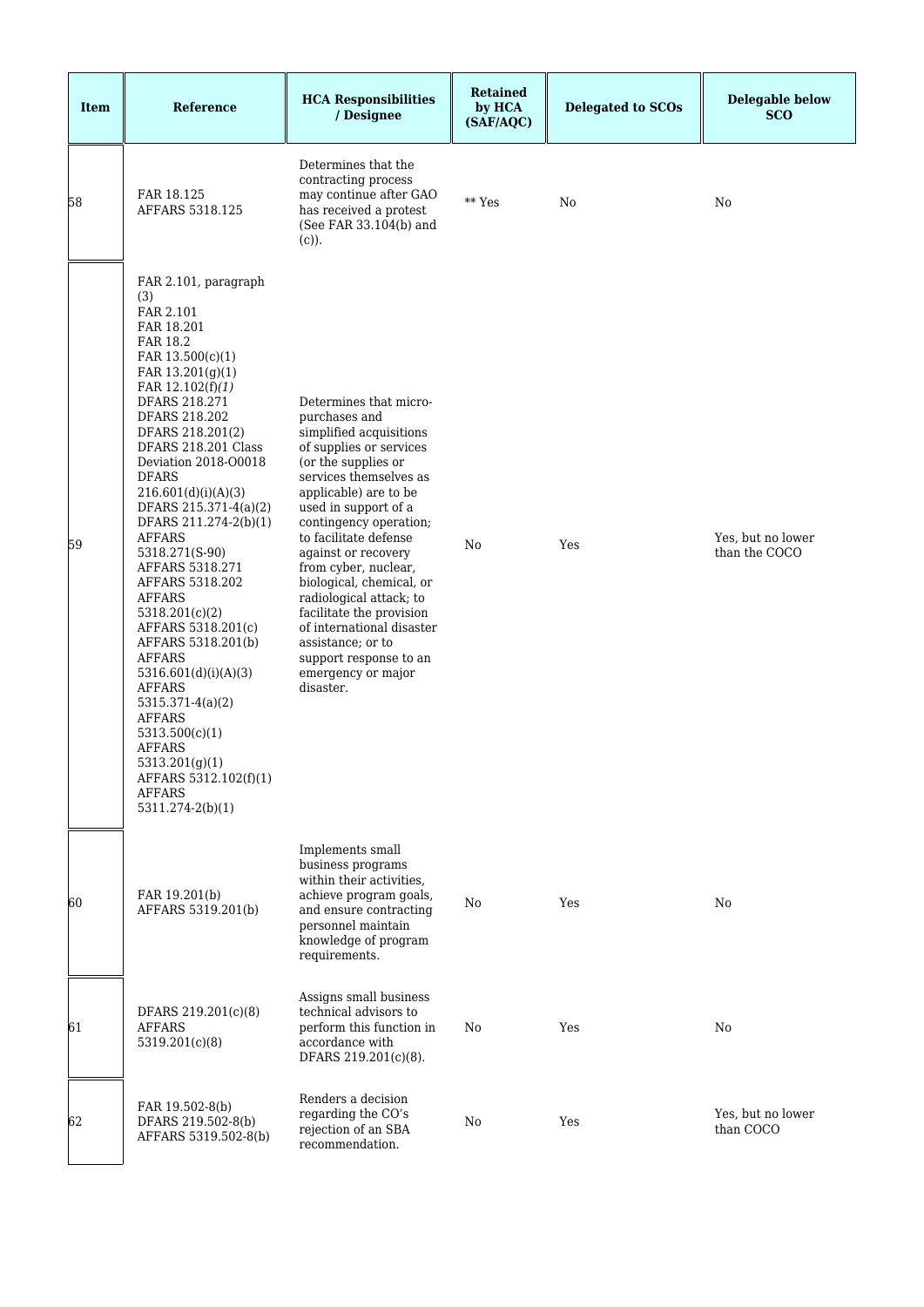| Item | Reference | HCA Responsibilities / Designee | Retained by HCA (SAF/AQC) | Delegated to SCOs | Delegable below SCO |
|---|---|---|---|---|---|
| 58 | FAR 18.125<br>AFFARS 5318.125 | Determines that the contracting process may continue after GAO has received a protest (See FAR 33.104(b) and (c)). | ** Yes | No | No |
| 59 | FAR 2.101, paragraph (3)<br>FAR 2.101<br>FAR 18.201<br>FAR 18.2<br>FAR 13.500(c)(1)<br>FAR 13.201(g)(1)<br>FAR 12.102(f)*(1)*<br>DFARS 218.271<br>DFARS 218.202<br>DFARS 218.201(2)<br>DFARS 218.201 Class Deviation 2018-O0018<br>DFARS 216.601(d)(i)(A)(3)<br>DFARS 215.371-4(a)(2)<br>DFARS 211.274-2(b)(1)<br>AFFARS 5318.271(S-90)<br>AFFARS 5318.271<br>AFFARS 5318.202<br>AFFARS 5318.201(c)(2)<br>AFFARS 5318.201(c)<br>AFFARS 5318.201(b)<br>AFFARS 5316.601(d)(i)(A)(3)<br>AFFARS 5315.371-4(a)(2)<br>AFFARS 5313.500(c)(1)<br>AFFARS 5313.201(g)(1)<br>AFFARS 5312.102(f)(1)<br>AFFARS 5311.274-2(b)(1) | Determines that micro-purchases and simplified acquisitions of supplies or services (or the supplies or services themselves as applicable) are to be used in support of a contingency operation; to facilitate defense against or recovery from cyber, nuclear, biological, chemical, or radiological attack; to facilitate the provision of international disaster assistance; or to support response to an emergency or major disaster. | No | Yes | Yes, but no lower than the COCO |
| 60 | FAR 19.201(b)<br>AFFARS 5319.201(b) | Implements small business programs within their activities, achieve program goals, and ensure contracting personnel maintain knowledge of program requirements. | No | Yes | No |
| 61 | DFARS 219.201(c)(8)<br>AFFARS 5319.201(c)(8) | Assigns small business technical advisors to perform this function in accordance with DFARS 219.201(c)(8). | No | Yes | No |
| 62 | FAR 19.502-8(b)<br>DFARS 219.502-8(b)<br>AFFARS 5319.502-8(b) | Renders a decision regarding the CO's rejection of an SBA recommendation. | No | Yes | Yes, but no lower than COCO |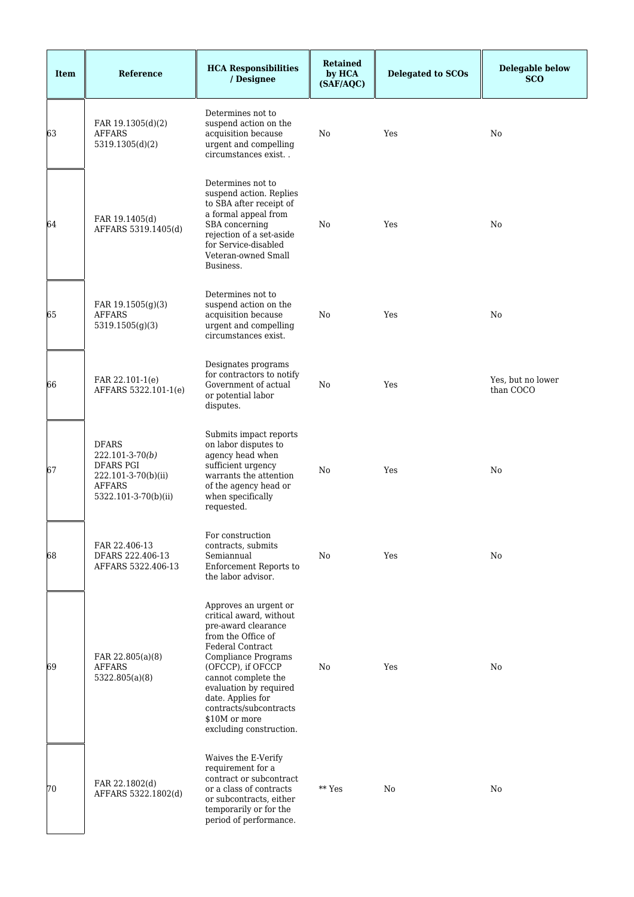| Item | Reference | HCA Responsibilities / Designee | Retained by HCA (SAF/AQC) | Delegated to SCOs | Delegable below SCO |
|---|---|---|---|---|---|
| 63 | FAR 19.1305(d)(2) AFFARS 5319.1305(d)(2) | Determines not to suspend action on the acquisition because urgent and compelling circumstances exist. . | No | Yes | No |
| 64 | FAR 19.1405(d) AFFARS 5319.1405(d) | Determines not to suspend action. Replies to SBA after receipt of a formal appeal from SBA concerning rejection of a set-aside for Service-disabled Veteran-owned Small Business. | No | Yes | No |
| 65 | FAR 19.1505(g)(3) AFFARS 5319.1505(g)(3) | Determines not to suspend action on the acquisition because urgent and compelling circumstances exist. | No | Yes | No |
| 66 | FAR 22.101-1(e) AFFARS 5322.101-1(e) | Designates programs for contractors to notify Government of actual or potential labor disputes. | No | Yes | Yes, but no lower than COCO |
| 67 | DFARS 222.101-3-70*(b)* DFARS PGI 222.101-3-70(b)(ii) AFFARS 5322.101-3-70(b)(ii) | Submits impact reports on labor disputes to agency head when sufficient urgency warrants the attention of the agency head or when specifically requested. | No | Yes | No |
| 68 | FAR 22.406-13 DFARS 222.406-13 AFFARS 5322.406-13 | For construction contracts, submits Semiannual Enforcement Reports to the labor advisor. | No | Yes | No |
| 69 | FAR 22.805(a)(8) AFFARS 5322.805(a)(8) | Approves an urgent or critical award, without pre-award clearance from the Office of Federal Contract Compliance Programs (OFCCP), if OFCCP cannot complete the evaluation by required date. Applies for contracts/subcontracts $10M or more excluding construction. | No | Yes | No |
| 70 | FAR 22.1802(d) AFFARS 5322.1802(d) | Waives the E-Verify requirement for a contract or subcontract or a class of contracts or subcontracts, either temporarily or for the period of performance. | ** Yes | No | No |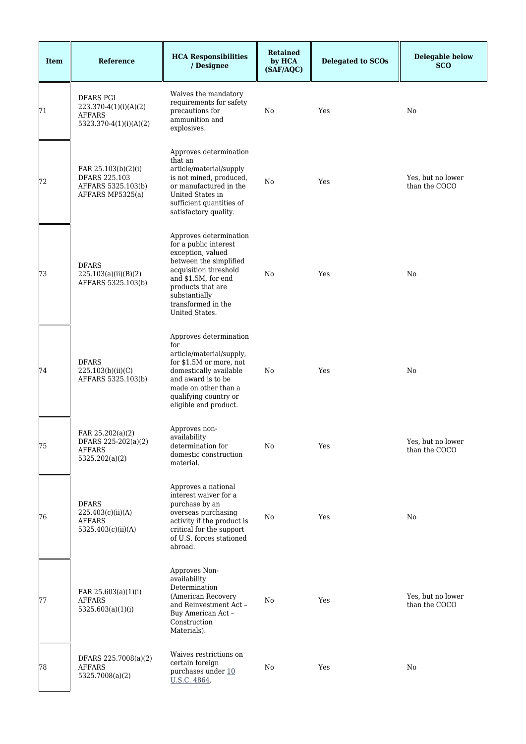| Item | Reference | HCA Responsibilities / Designee | Retained by HCA (SAF/AQC) | Delegated to SCOs | Delegable below SCO |
|---|---|---|---|---|---|
| 71 | DFARS PGI 223.370-4(1)(i)(A)(2) AFFARS 5323.370-4(1)(i)(A)(2) | Waives the mandatory requirements for safety precautions for ammunition and explosives. | No | Yes | No |
| 72 | FAR 25.103(b)(2)(i) DFARS 225.103 AFFARS 5325.103(b) AFFARS MP5325(a) | Approves determination that an article/material/supply is not mined, produced, or manufactured in the United States in sufficient quantities of satisfactory quality. | No | Yes | Yes, but no lower than the COCO |
| 73 | DFARS 225.103(a)(ii)(B)(2) AFFARS 5325.103(b) | Approves determination for a public interest exception, valued between the simplified acquisition threshold and $1.5M, for end products that are substantially transformed in the United States. | No | Yes | No |
| 74 | DFARS 225.103(b)(ii)(C) AFFARS 5325.103(b) | Approves determination for article/material/supply, for $1.5M or more, not domestically available and award is to be made on other than a qualifying country or eligible end product. | No | Yes | No |
| 75 | FAR 25.202(a)(2) DFARS 225-202(a)(2) AFFARS 5325.202(a)(2) | Approves non-availability determination for domestic construction material. | No | Yes | Yes, but no lower than the COCO |
| 76 | DFARS 225.403(c)(ii)(A) AFFARS 5325.403(c)(ii)(A) | Approves a national interest waiver for a purchase by an overseas purchasing activity if the product is critical for the support of U.S. forces stationed abroad. | No | Yes | No |
| 77 | FAR 25.603(a)(1)(i) AFFARS 5325.603(a)(1)(i) | Approves Non-availability Determination (American Recovery and Reinvestment Act – Buy American Act – Construction Materials). | No | Yes | Yes, but no lower than the COCO |
| 78 | DFARS 225.7008(a)(2) AFFARS 5325.7008(a)(2) | Waives restrictions on certain foreign purchases under 10 U.S.C. 4864. | No | Yes | No |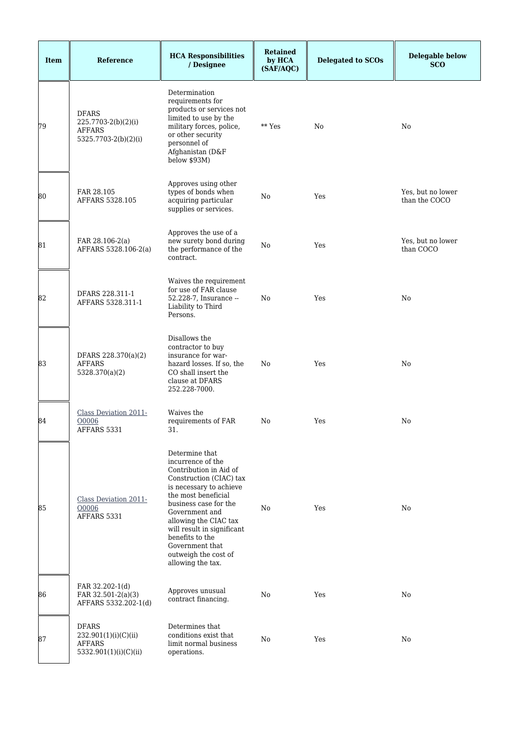| Item | Reference | HCA Responsibilities / Designee | Retained by HCA (SAF/AQC) | Delegated to SCOs | Delegable below SCO |
|---|---|---|---|---|---|
| 79 | DFARS 225.7703-2(b)(2)(i) AFFARS 5325.7703-2(b)(2)(i) | Determination requirements for products or services not limited to use by the military forces, police, or other security personnel of Afghanistan (D&F below $93M) | ** Yes | No | No |
| 80 | FAR 28.105 AFFARS 5328.105 | Approves using other types of bonds when acquiring particular supplies or services. | No | Yes | Yes, but no lower than the COCO |
| 81 | FAR 28.106-2(a) AFFARS 5328.106-2(a) | Approves the use of a new surety bond during the performance of the contract. | No | Yes | Yes, but no lower than COCO |
| 82 | DFARS 228.311-1 AFFARS 5328.311-1 | Waives the requirement for use of FAR clause 52.228-7, Insurance -- Liability to Third Persons. | No | Yes | No |
| 83 | DFARS 228.370(a)(2) AFFARS 5328.370(a)(2) | Disallows the contractor to buy insurance for war-hazard losses. If so, the CO shall insert the clause at DFARS 252.228-7000. | No | Yes | No |
| 84 | Class Deviation 2011-O0006 AFFARS 5331 | Waives the requirements of FAR 31. | No | Yes | No |
| 85 | Class Deviation 2011-O0006 AFFARS 5331 | Determine that incurrence of the Contribution in Aid of Construction (CIAC) tax is necessary to achieve the most beneficial business case for the Government and allowing the CIAC tax will result in significant benefits to the Government that outweigh the cost of allowing the tax. | No | Yes | No |
| 86 | FAR 32.202-1(d) FAR 32.501-2(a)(3) AFFARS 5332.202-1(d) | Approves unusual contract financing. | No | Yes | No |
| 87 | DFARS 232.901(1)(i)(C)(ii) AFFARS 5332.901(1)(i)(C)(ii) | Determines that conditions exist that limit normal business operations. | No | Yes | No |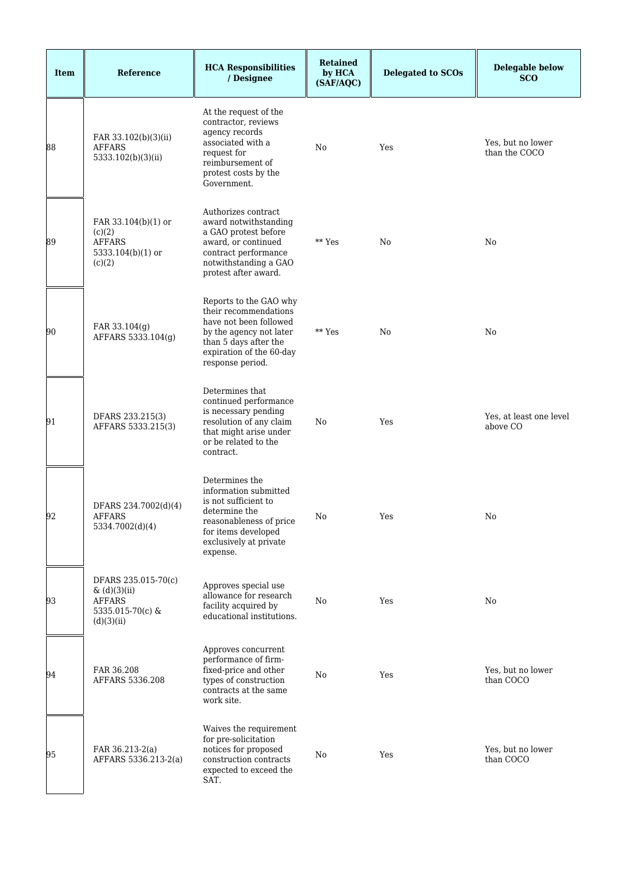| Item | Reference | HCA Responsibilities / Designee | Retained by HCA (SAF/AQC) | Delegated to SCOs | Delegable below SCO |
|---|---|---|---|---|---|
| 88 | FAR 33.102(b)(3)(ii) AFFARS 5333.102(b)(3)(ii) | At the request of the contractor, reviews agency records associated with a request for reimbursement of protest costs by the Government. | No | Yes | Yes, but no lower than the COCO |
| 89 | FAR 33.104(b)(1) or (c)(2) AFFARS 5333.104(b)(1) or (c)(2) | Authorizes contract award notwithstanding a GAO protest before award, or continued contract performance notwithstanding a GAO protest after award. | ** Yes | No | No |
| 90 | FAR 33.104(g) AFFARS 5333.104(g) | Reports to the GAO why their recommendations have not been followed by the agency not later than 5 days after the expiration of the 60-day response period. | ** Yes | No | No |
| 91 | DFARS 233.215(3) AFFARS 5333.215(3) | Determines that continued performance is necessary pending resolution of any claim that might arise under or be related to the contract. | No | Yes | Yes, at least one level above CO |
| 92 | DFARS 234.7002(d)(4) AFFARS 5334.7002(d)(4) | Determines the information submitted is not sufficient to determine the reasonableness of price for items developed exclusively at private expense. | No | Yes | No |
| 93 | DFARS 235.015-70(c) & (d)(3)(ii) AFFARS 5335.015-70(c) & (d)(3)(ii) | Approves special use allowance for research facility acquired by educational institutions. | No | Yes | No |
| 94 | FAR 36.208 AFFARS 5336.208 | Approves concurrent performance of firm-fixed-price and other types of construction contracts at the same work site. | No | Yes | Yes, but no lower than COCO |
| 95 | FAR 36.213-2(a) AFFARS 5336.213-2(a) | Waives the requirement for pre-solicitation notices for proposed construction contracts expected to exceed the SAT. | No | Yes | Yes, but no lower than COCO |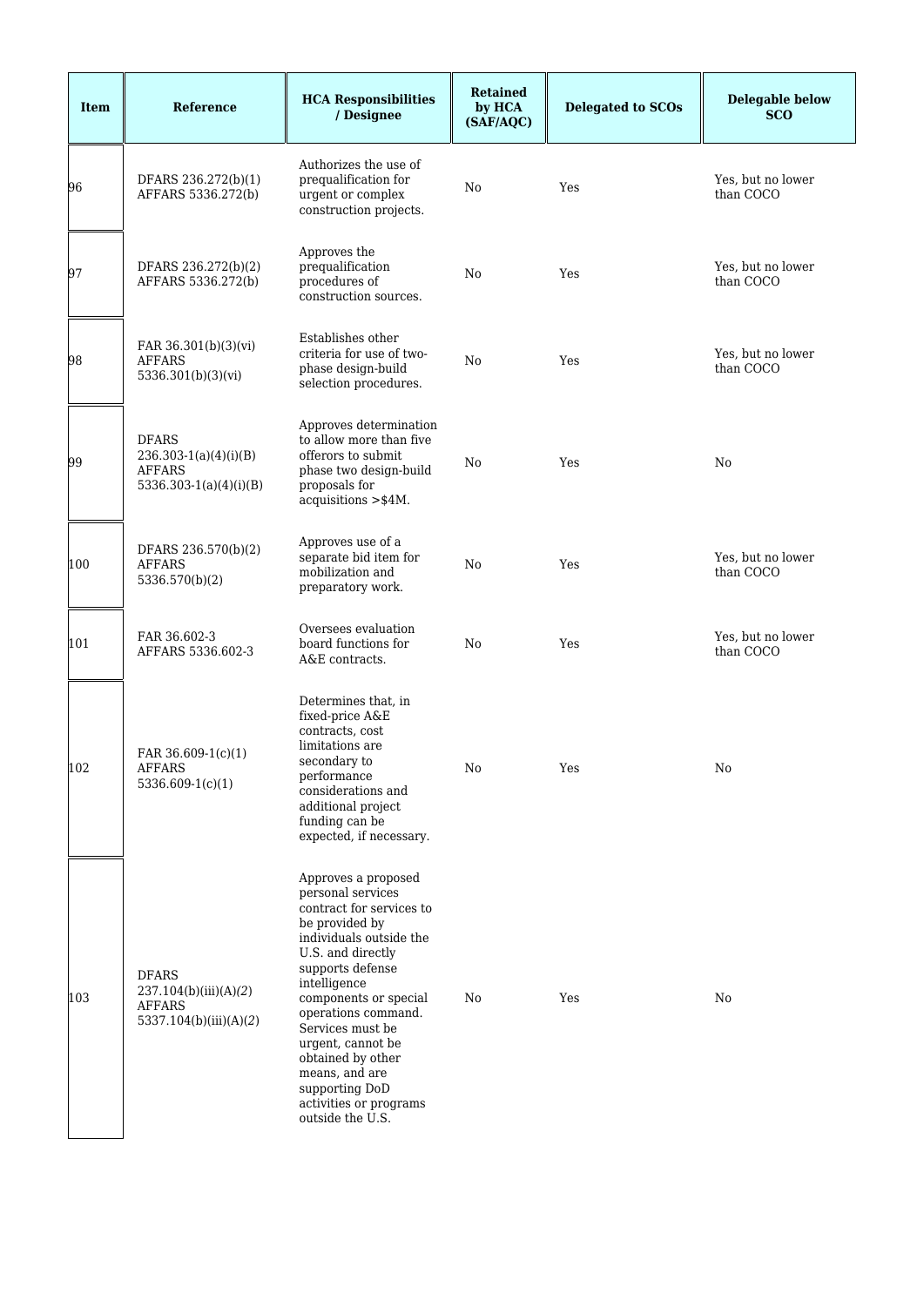| Item | Reference | HCA Responsibilities / Designee | Retained by HCA (SAF/AQC) | Delegated to SCOs | Delegable below SCO |
|---|---|---|---|---|---|
| 96 | DFARS 236.272(b)(1) AFFARS 5336.272(b) | Authorizes the use of prequalification for urgent or complex construction projects. | No | Yes | Yes, but no lower than COCO |
| 97 | DFARS 236.272(b)(2) AFFARS 5336.272(b) | Approves the prequalification procedures of construction sources. | No | Yes | Yes, but no lower than COCO |
| 98 | FAR 36.301(b)(3)(vi) AFFARS 5336.301(b)(3)(vi) | Establishes other criteria for use of two-phase design-build selection procedures. | No | Yes | Yes, but no lower than COCO |
| 99 | DFARS 236.303-1(a)(4)(i)(B) AFFARS 5336.303-1(a)(4)(i)(B) | Approves determination to allow more than five offerors to submit phase two design-build proposals for acquisitions >$4M. | No | Yes | No |
| 100 | DFARS 236.570(b)(2) AFFARS 5336.570(b)(2) | Approves use of a separate bid item for mobilization and preparatory work. | No | Yes | Yes, but no lower than COCO |
| 101 | FAR 36.602-3 AFFARS 5336.602-3 | Oversees evaluation board functions for A&E contracts. | No | Yes | Yes, but no lower than COCO |
| 102 | FAR 36.609-1(c)(1) AFFARS 5336.609-1(c)(1) | Determines that, in fixed-price A&E contracts, cost limitations are secondary to performance considerations and additional project funding can be expected, if necessary. | No | Yes | No |
| 103 | DFARS 237.104(b)(iii)(A)(*2*) AFFARS 5337.104(b)(iii)(A)(*2*) | Approves a proposed personal services contract for services to be provided by individuals outside the U.S. and directly supports defense intelligence components or special operations command. Services must be urgent, cannot be obtained by other means, and are supporting DoD activities or programs outside the U.S. | No | Yes | No |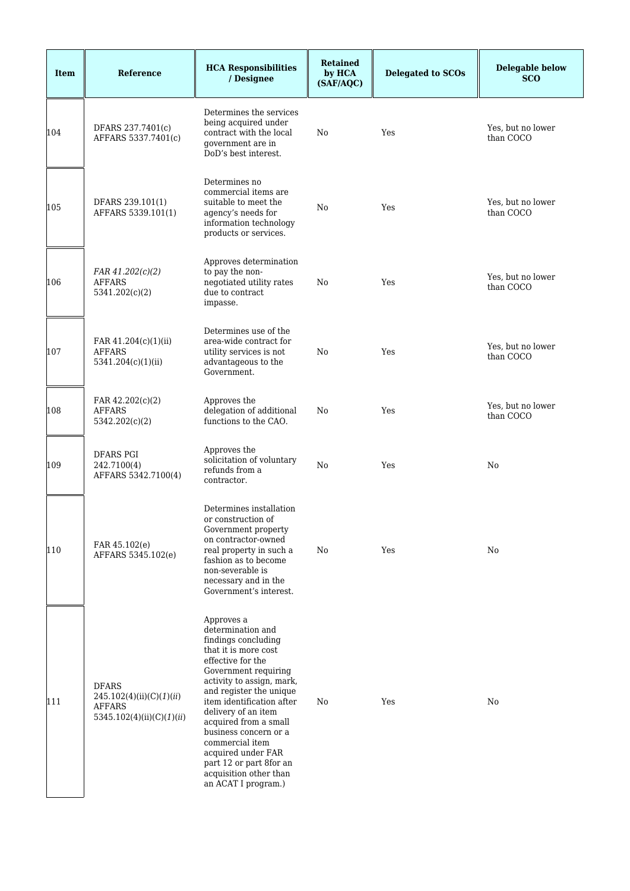| Item | Reference | HCA Responsibilities / Designee | Retained by HCA (SAF/AQC) | Delegated to SCOs | Delegable below SCO |
|---|---|---|---|---|---|
| 104 | DFARS 237.7401(c) AFFARS 5337.7401(c) | Determines the services being acquired under contract with the local government are in DoD's best interest. | No | Yes | Yes, but no lower than COCO |
| 105 | DFARS 239.101(1) AFFARS 5339.101(1) | Determines no commercial items are suitable to meet the agency's needs for information technology products or services. | No | Yes | Yes, but no lower than COCO |
| 106 | *FAR 41.202(c)(2)* AFFARS 5341.202(c)(2) | Approves determination to pay the non-negotiated utility rates due to contract impasse. | No | Yes | Yes, but no lower than COCO |
| 107 | FAR 41.204(c)(1)(ii) AFFARS 5341.204(c)(1)(ii) | Determines use of the area-wide contract for utility services is not advantageous to the Government. | No | Yes | Yes, but no lower than COCO |
| 108 | FAR 42.202(c)(2) AFFARS 5342.202(c)(2) | Approves the delegation of additional functions to the CAO. | No | Yes | Yes, but no lower than COCO |
| 109 | DFARS PGI 242.7100(4) AFFARS 5342.7100(4) | Approves the solicitation of voluntary refunds from a contractor. | No | Yes | No |
| 110 | FAR 45.102(e) AFFARS 5345.102(e) | Determines installation or construction of Government property on contractor-owned real property in such a fashion as to become non-severable is necessary and in the Government's interest. | No | Yes | No |
| 111 | DFARS 245.102(4)(ii)(C)(*1*)(*ii*) AFFARS 5345.102(4)(ii)(C)(*1*)(*ii*) | Approves a determination and findings concluding that it is more cost effective for the Government requiring activity to assign, mark, and register the unique item identification after delivery of an item acquired from a small business concern or a commercial item acquired under FAR part 12 or part 8for an acquisition other than an ACAT I program.) | No | Yes | No |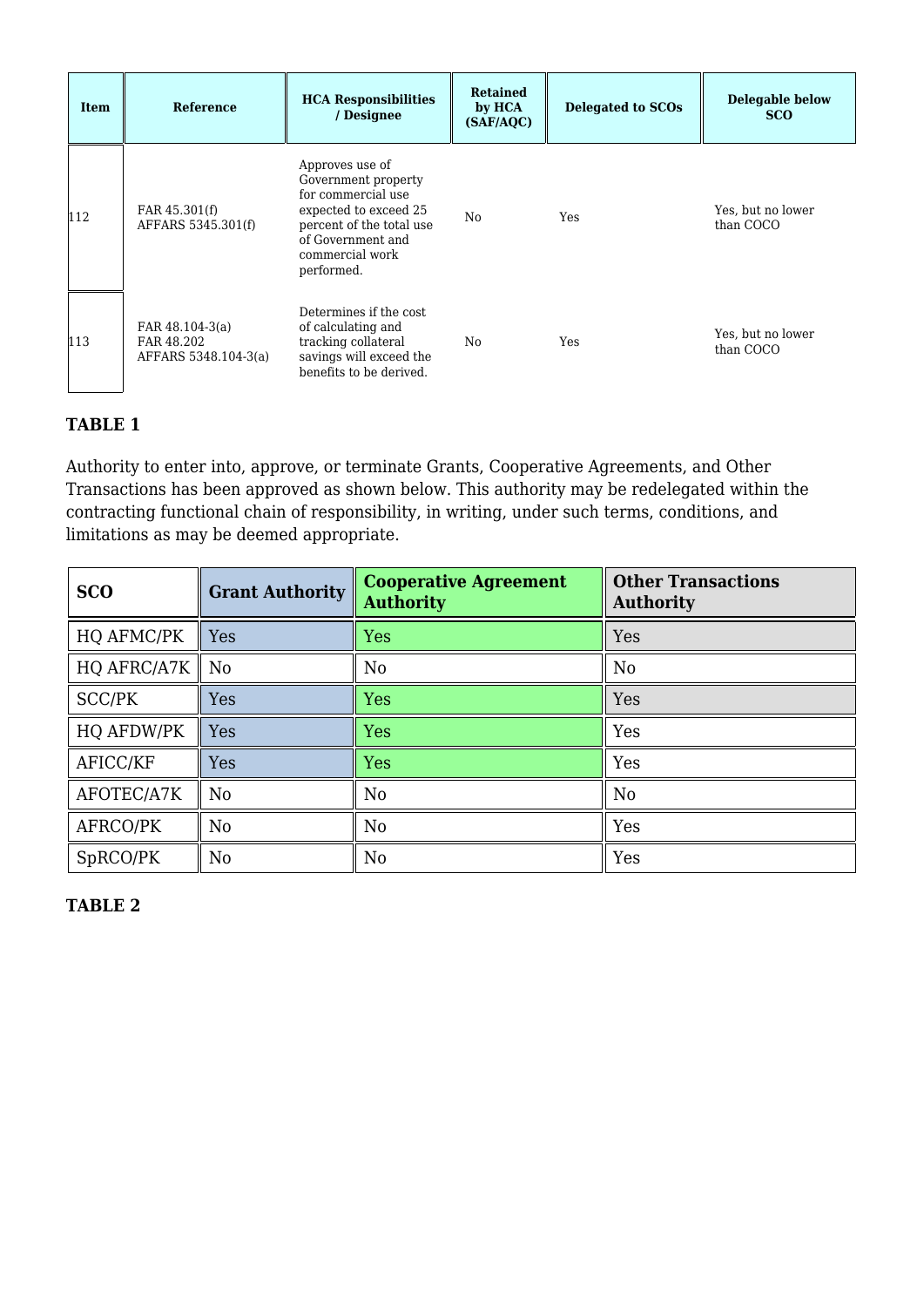| Item | Reference | HCA Responsibilities / Designee | Retained by HCA (SAF/AQC) | Delegated to SCOs | Delegable below SCO |
|---|---|---|---|---|---|
| 112 | FAR 45.301(f) AFFARS 5345.301(f) | Approves use of Government property for commercial use expected to exceed 25 percent of the total use of Government and commercial work performed. | No | Yes | Yes, but no lower than COCO |
| 113 | FAR 48.104-3(a) FAR 48.202 AFFARS 5348.104-3(a) | Determines if the cost of calculating and tracking collateral savings will exceed the benefits to be derived. | No | Yes | Yes, but no lower than COCO |

**TABLE 1**

Authority to enter into, approve, or terminate Grants, Cooperative Agreements, and Other Transactions has been approved as shown below. This authority may be redelegated within the contracting functional chain of responsibility, in writing, under such terms, conditions, and limitations as may be deemed appropriate.

| SCO | Grant Authority | Cooperative Agreement Authority | Other Transactions Authority |
|---|---|---|---|
| HQ AFMC/PK | Yes | Yes | Yes |
| HQ AFRC/A7K | No | No | No |
| SCC/PK | Yes | Yes | Yes |
| HQ AFDW/PK | Yes | Yes | Yes |
| AFICC/KF | Yes | Yes | Yes |
| AFOTEC/A7K | No | No | No |
| AFRCO/PK | No | No | Yes |
| SpRCO/PK | No | No | Yes |

**TABLE 2**